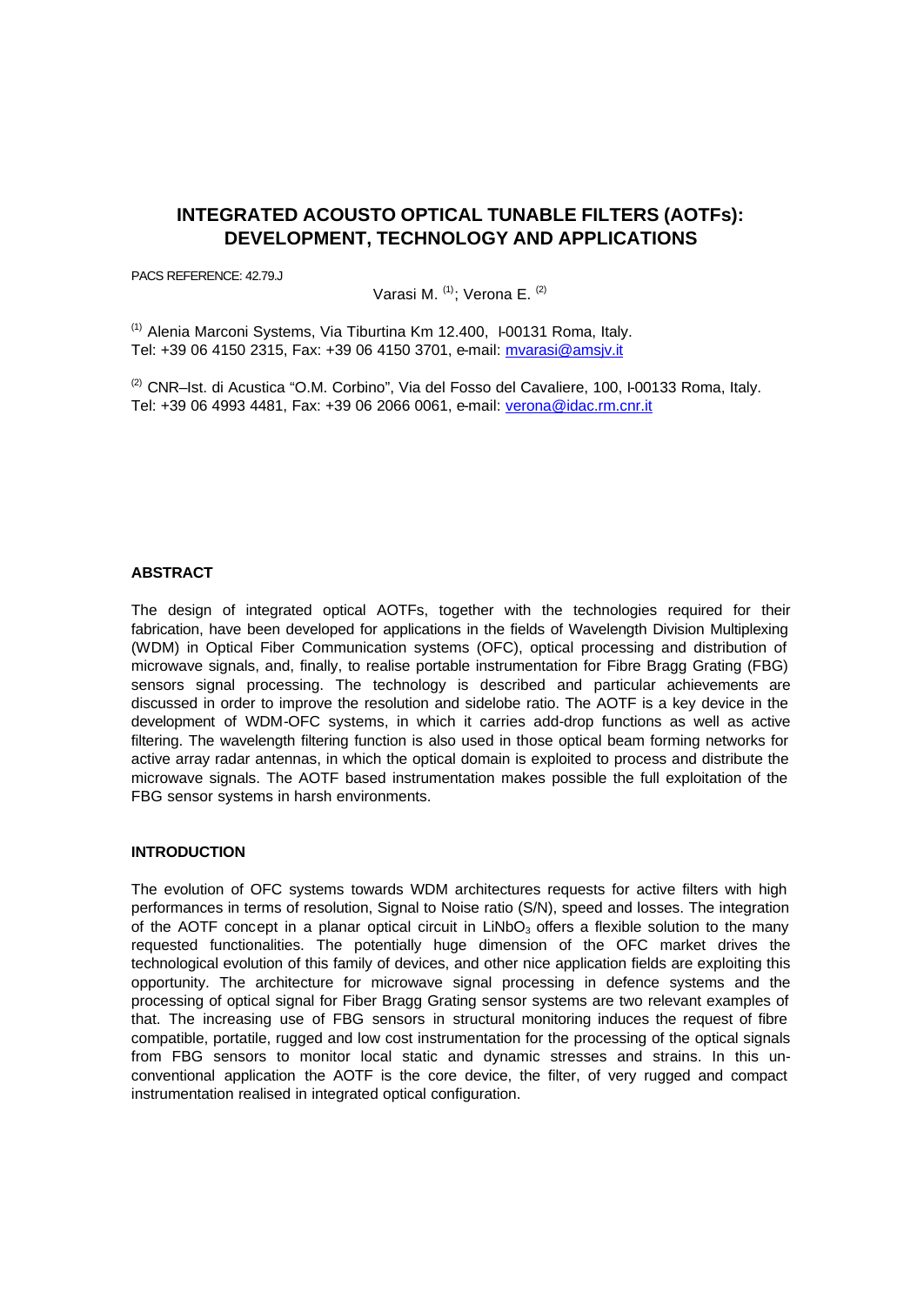# INTEGRATED ACOUSTO OPTICAL TUNABLE FILTERS (AOTFs): DEVELOPMENT, TECHNOLOGY AND APPLICATIONS

PACS REFERENCE: 42.79.J

Varasi M. [(1)]; Verona E. [(2)]

[(1)] Alenia Marconi Systems, Via Tiburtina Km 12.400, I-00131 Roma, Italy.
Tel: +39 06 4150 2315, Fax: +39 06 4150 3701, e-mail: mvarasi@amsjv.it

[(2)] CNR–Ist. di Acustica "O.M. Corbino", Via del Fosso del Cavaliere, 100, I-00133 Roma, Italy.
Tel: +39 06 4993 4481, Fax: +39 06 2066 0061, e-mail: verona@idac.rm.cnr.it

## ABSTRACT

The design of integrated optical AOTFs, together with the technologies required for their fabrication, have been developed for applications in the fields of Wavelength Division Multiplexing (WDM) in Optical Fiber Communication systems (OFC), optical processing and distribution of microwave signals, and, finally, to realise portable instrumentation for Fibre Bragg Grating (FBG) sensors signal processing. The technology is described and particular achievements are discussed in order to improve the resolution and sidelobe ratio. The AOTF is a key device in the development of WDM-OFC systems, in which it carries add-drop functions as well as active filtering. The wavelength filtering function is also used in those optical beam forming networks for active array radar antennas, in which the optical domain is exploited to process and distribute the microwave signals. The AOTF based instrumentation makes possible the full exploitation of the FBG sensor systems in harsh environments.

## INTRODUCTION

The evolution of OFC systems towards WDM architectures requests for active filters with high performances in terms of resolution, Signal to Noise ratio (S/N), speed and losses. The integration of the AOTF concept in a planar optical circuit in $LiNbO_3$ offers a flexible solution to the many requested functionalities. The potentially huge dimension of the OFC market drives the technological evolution of this family of devices, and other nice application fields are exploiting this opportunity. The architecture for microwave signal processing in defence systems and the processing of optical signal for Fiber Bragg Grating sensor systems are two relevant examples of that. The increasing use of FBG sensors in structural monitoring induces the request of fibre compatible, portatile, rugged and low cost instrumentation for the processing of the optical signals from FBG sensors to monitor local static and dynamic stresses and strains. In this un-conventional application the AOTF is the core device, the filter, of very rugged and compact instrumentation realised in integrated optical configuration.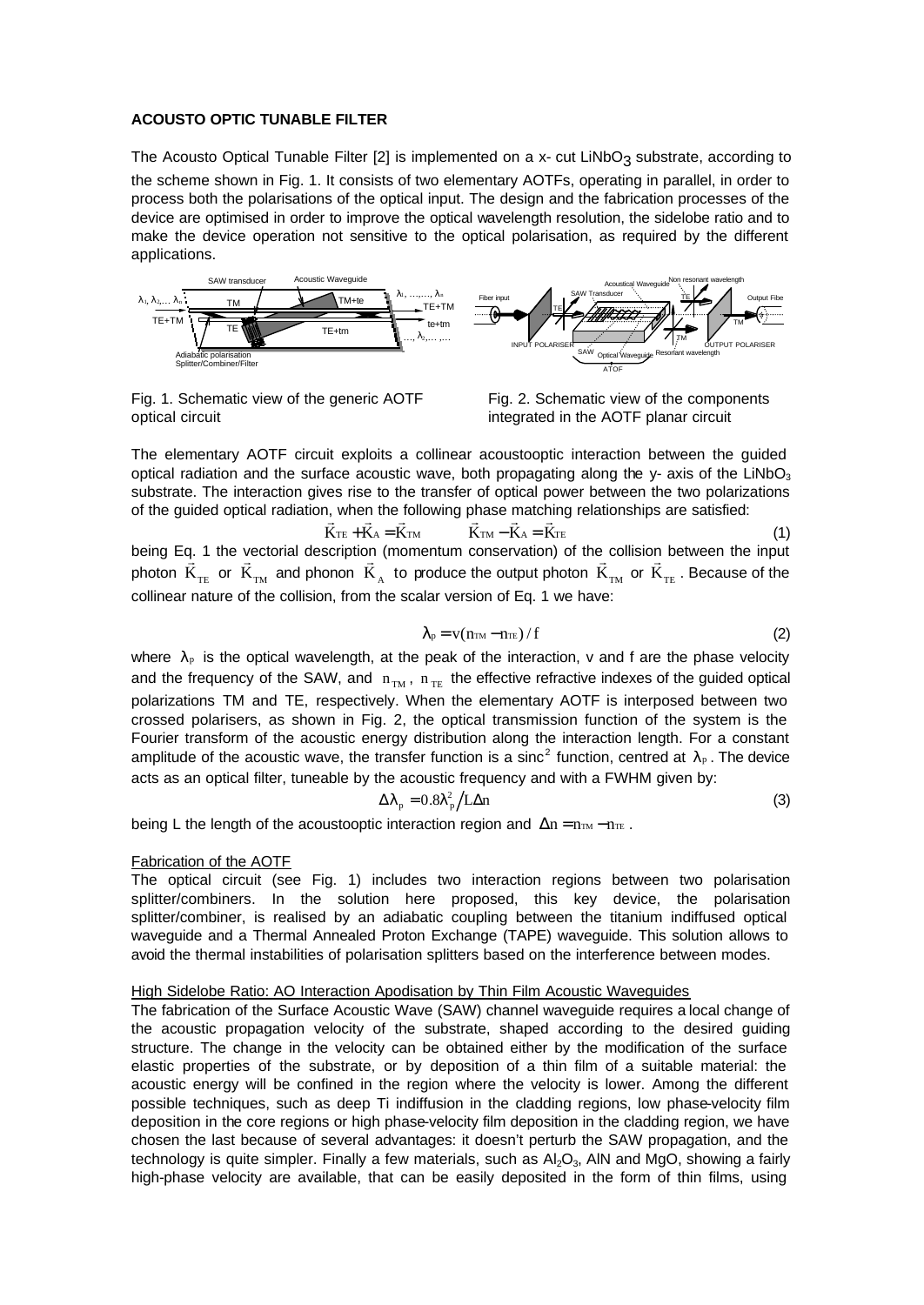**ACOUSTO OPTIC TUNABLE FILTER**

The Acousto Optical Tunable Filter [2] is implemented on a x- cut $LiNbO_3$ substrate, according to the scheme shown in Fig. 1. It consists of two elementary AOTFs, operating in parallel, in order to process both the polarisations of the optical input. The design and the fabrication processes of the device are optimised in order to improve the optical wavelength resolution, the sidelobe ratio and to make the device operation not sensitive to the optical polarisation, as required by the different applications.

Fig. 1. Schematic view of the generic AOTF optical circuit

Fig. 2. Schematic view of the components integrated in the AOTF planar circuit

The elementary AOTF circuit exploits a collinear acoustooptic interaction between the guided optical radiation and the surface acoustic wave, both propagating along the y- axis of the $LiNbO_3$ substrate. The interaction gives rise to the transfer of optical power between the two polarizations of the guided optical radiation, when the following phase matching relationships are satisfied:

$$\vec{K}_{TE} + \vec{K}_A = \vec{K}_{TM} \qquad \vec{K}_{TM} - \vec{K}_A = \vec{K}_{TE} \tag{1}$$

being Eq. 1 the vectorial description (momentum conservation) of the collision between the input photon $\vec{K}_{TE}$ or $\vec{K}_{TM}$ and phonon $\vec{K}_A$ to produce the output photon $\vec{K}_{TM}$ or $\vec{K}_{TE}$. Because of the collinear nature of the collision, from the scalar version of Eq. 1 we have:

$$\lambda_p = v(n_{TM} - n_{TE}) / f \tag{2}$$

where $\lambda_p$ is the optical wavelength, at the peak of the interaction, v and f are the phase velocity and the frequency of the SAW, and $n_{TM}$, $n_{TE}$ the effective refractive indexes of the guided optical polarizations TM and TE, respectively. When the elementary AOTF is interposed between two crossed polarisers, as shown in Fig. 2, the optical transmission function of the system is the Fourier transform of the acoustic energy distribution along the interaction length. For a constant amplitude of the acoustic wave, the transfer function is a $\text{sinc}^2$ function, centred at $\lambda_p$. The device acts as an optical filter, tuneable by the acoustic frequency and with a FWHM given by:

$$\Delta\lambda_p = 0.8\lambda_p^2 / L\Delta n \tag{3}$$

being L the length of the acoustooptic interaction region and $\Delta n = n_{TM} - n_{TE}$.

Fabrication of the AOTF

The optical circuit (see Fig. 1) includes two interaction regions between two polarisation splitter/combiners. In the solution here proposed, this key device, the polarisation splitter/combiner, is realised by an adiabatic coupling between the titanium indiffused optical waveguide and a Thermal Annealed Proton Exchange (TAPE) waveguide. This solution allows to avoid the thermal instabilities of polarisation splitters based on the interference between modes.

High Sidelobe Ratio: AO Interaction Apodisation by Thin Film Acoustic Waveguides

The fabrication of the Surface Acoustic Wave (SAW) channel waveguide requires a local change of the acoustic propagation velocity of the substrate, shaped according to the desired guiding structure. The change in the velocity can be obtained either by the modification of the surface elastic properties of the substrate, or by deposition of a thin film of a suitable material: the acoustic energy will be confined in the region where the velocity is lower. Among the different possible techniques, such as deep Ti indiffusion in the cladding regions, low phase-velocity film deposition in the core regions or high phase-velocity film deposition in the cladding region, we have chosen the last because of several advantages: it doesn't perturb the SAW propagation, and the technology is quite simpler. Finally a few materials, such as $Al_2O_3$, AlN and MgO, showing a fairly high-phase velocity are available, that can be easily deposited in the form of thin films, using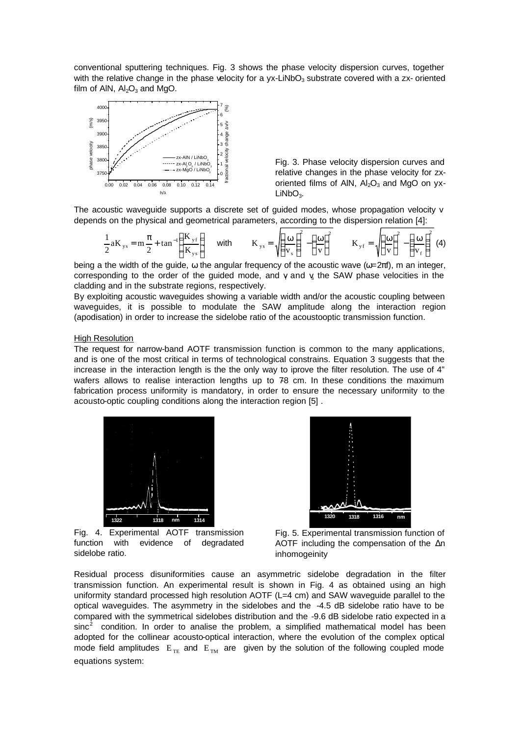conventional sputtering techniques. Fig. 3 shows the phase velocity dispersion curves, together with the relative change in the phase velocity for a yx-$LiNbO_3$ substrate covered with a zx- oriented film of AlN, $Al_2O_3$ and MgO.

Fig. 3. Phase velocity dispersion curves and relative changes in the phase velocity for zx-oriented films of AlN, $Al_2O_3$ and MgO on yx-$LiNbO_3$.

The acoustic waveguide supports a discrete set of guided modes, whose propagation velocity v depends on the physical and geometrical parameters, according to the dispersion relation [4]:

$$\frac{1}{2}aK_{ys} = m\frac{\pi}{2} + \tan^{-1}\left(\frac{K_{yf}}{K_{ys}}\right) \quad \text{with} \quad K_{ys} = \sqrt{\left(\frac{\omega}{v_s}\right)^2 - \left(\frac{\omega}{v}\right)^2} \quad K_{yf} = \sqrt{\left(\frac{\omega}{v}\right)^2 - \left(\frac{\omega}{v_f}\right)^2} \quad (4)$$

being a the width of the guide, $\omega$ the angular frequency of the acoustic wave ($\omega=2\pi f$), m an integer, corresponding to the order of the guided mode, and $v_f$ and $v_s$ the SAW phase velocities in the cladding and in the substrate regions, respectively.

By exploiting acoustic waveguides showing a variable width and/or the acoustic coupling between waveguides, it is possible to modulate the SAW amplitude along the interaction region (apodisation) in order to increase the sidelobe ratio of the acoustooptic transmission function.

## High Resolution

The request for narrow-band AOTF transmission function is common to the many applications, and is one of the most critical in terms of technological constrains. Equation 3 suggests that the increase in the interaction length is the the only way to iprove the filter resolution. The use of 4" wafers allows to realise interaction lengths up to 7-8 cm. In these conditions the maximum fabrication process uniformity is mandatory, in order to ensure the necessary uniformity to the acousto-optic coupling conditions along the interaction region [5] .

Fig. 4. Experimental AOTF transmission function with evidence of degradated sidelobe ratio.

Fig. 5. Experimental transmission function of AOTF including the compensation of the $\Delta n$ inhomogeinity

Residual process disuniformities cause an asymmetric sidelobe degradation in the filter transmission function. An experimental result is shown in Fig. 4 as obtained using an high uniformity standard processed high resolution AOTF (L=4 cm) and SAW waveguide parallel to the optical waveguides. The asymmetry in the sidelobes and the -4.5 dB sidelobe ratio have to be compared with the symmetrical sidelobes distribution and the -9.6 dB sidelobe ratio expected in a $\text{sinc}^2$ condition. In order to analise the problem, a simplified mathematical model has been adopted for the collinear acousto-optical interaction, where the evolution of the complex optical mode field amplitudes $E_{TE}$ and $E_{TM}$ are given by the solution of the following coupled mode equations system: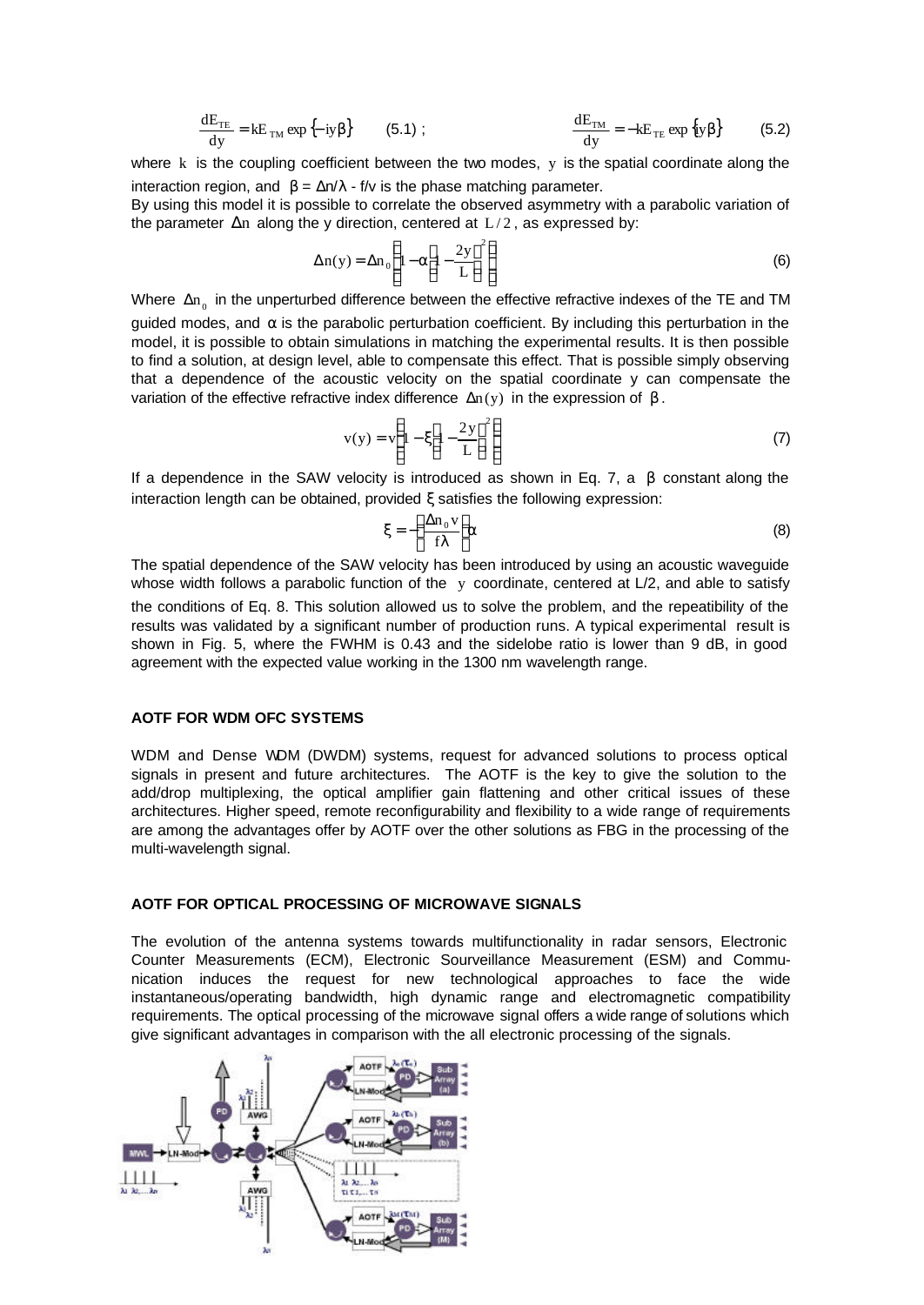$$\frac{dE_{TE}}{dy} = kE_{TM} \exp\{-iy\beta\} \qquad (5.1) \; ; \qquad \qquad \frac{dE_{TM}}{dy} = -kE_{TE} \exp\{iy\beta\} \qquad (5.2)$$

where $k$ is the coupling coefficient between the two modes, $y$ is the spatial coordinate along the interaction region, and $\beta = \Delta n/\lambda - f/v$ is the phase matching parameter.

By using this model it is possible to correlate the observed asymmetry with a parabolic variation of the parameter $\Delta n$ along the y direction, centered at $L/2$, as expressed by:

$$\Delta n(y) = \Delta n_0 \left[1 - \alpha\left(1 - \frac{2y}{L}\right)^2\right] \qquad (6)$$

Where $\Delta n_0$ in the unperturbed difference between the effective refractive indexes of the TE and TM guided modes, and $\alpha$ is the parabolic perturbation coefficient. By including this perturbation in the model, it is possible to obtain simulations in matching the experimental results. It is then possible to find a solution, at design level, able to compensate this effect. That is possible simply observing that a dependence of the acoustic velocity on the spatial coordinate y can compensate the variation of the effective refractive index difference $\Delta n(y)$ in the expression of $\beta$.

$$v(y) = v\left[1 - \xi\left(1 - \frac{2y}{L}\right)^2\right] \qquad (7)$$

If a dependence in the SAW velocity is introduced as shown in Eq. 7, a $\beta$ constant along the interaction length can be obtained, provided $\xi$ satisfies the following expression:

$$\xi = -\left(\frac{\Delta n_0 v}{f\lambda}\right)\alpha \qquad (8)$$

The spatial dependence of the SAW velocity has been introduced by using an acoustic waveguide whose width follows a parabolic function of the $y$ coordinate, centered at L/2, and able to satisfy the conditions of Eq. 8. This solution allowed us to solve the problem, and the repeatibility of the results was validated by a significant number of production runs. A typical experimental result is shown in Fig. 5, where the FWHM is 0.43 and the sidelobe ratio is lower than 9 dB, in good agreement with the expected value working in the 1300 nm wavelength range.

**AOTF FOR WDM OFC SYSTEMS**

WDM and Dense WDM (DWDM) systems, request for advanced solutions to process optical signals in present and future architectures. The AOTF is the key to give the solution to the add/drop multiplexing, the optical amplifier gain flattening and other critical issues of these architectures. Higher speed, remote reconfigurability and flexibility to a wide range of requirements are among the advantages offer by AOTF over the other solutions as FBG in the processing of the multi-wavelength signal.

**AOTF FOR OPTICAL PROCESSING OF MICROWAVE SIGNALS**

The evolution of the antenna systems towards multifunctionality in radar sensors, Electronic Counter Measurements (ECM), Electronic Sourveillance Measurement (ESM) and Communication induces the request for new technological approaches to face the wide instantaneous/operating bandwidth, high dynamic range and electromagnetic compatibility requirements. The optical processing of the microwave signal offers a wide range of solutions which give significant advantages in comparison with the all electronic processing of the signals.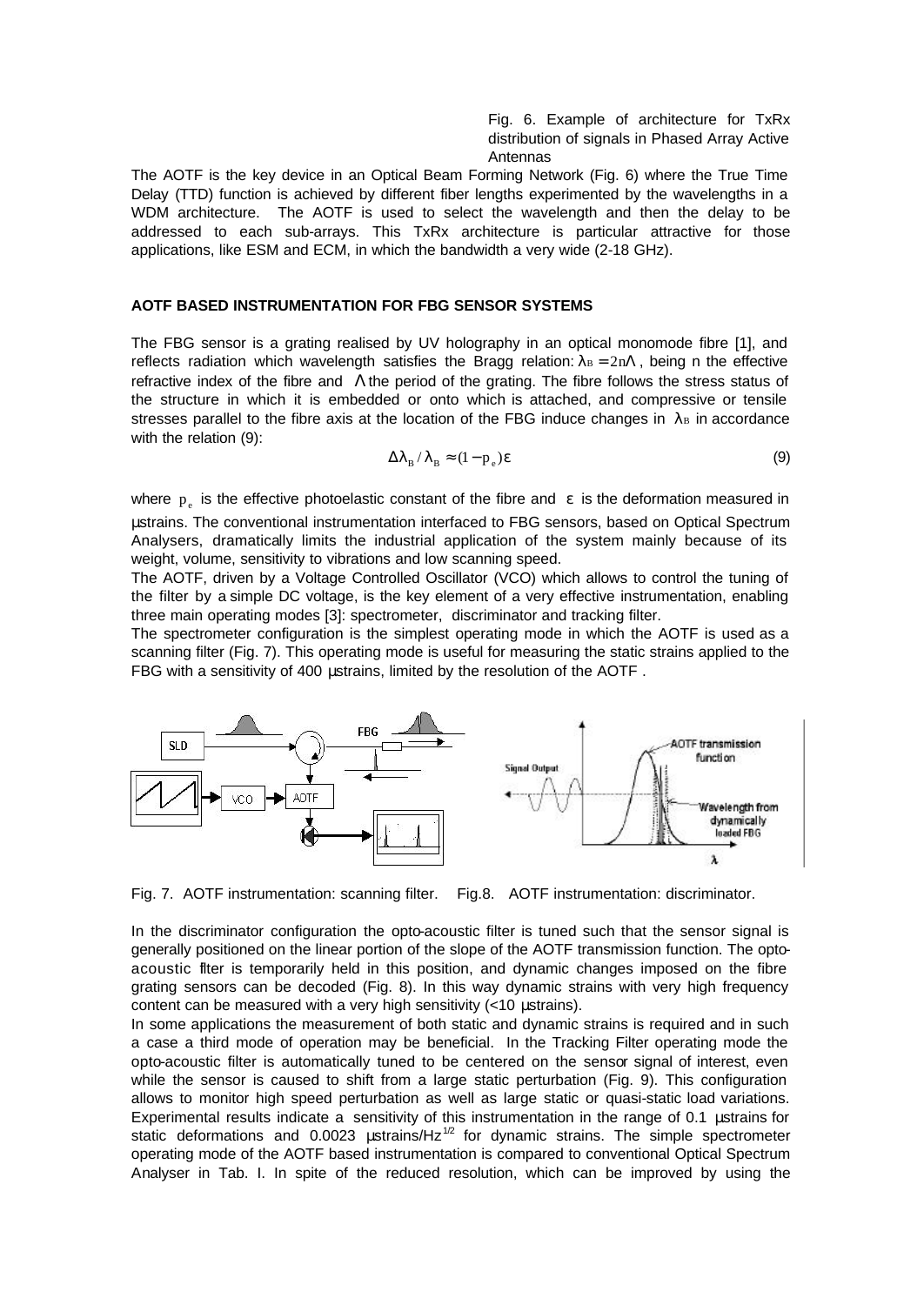Fig. 6. Example of architecture for TxRx distribution of signals in Phased Array Active Antennas

The AOTF is the key device in an Optical Beam Forming Network (Fig. 6) where the True Time Delay (TTD) function is achieved by different fiber lengths experimented by the wavelengths in a WDM architecture. The AOTF is used to select the wavelength and then the delay to be addressed to each sub-arrays. This TxRx architecture is particular attractive for those applications, like ESM and ECM, in which the bandwidth a very wide (2-18 GHz).

## AOTF BASED INSTRUMENTATION FOR FBG SENSOR SYSTEMS

The FBG sensor is a grating realised by UV holography in an optical monomode fibre [1], and reflects radiation which wavelength satisfies the Bragg relation: $\lambda_B = 2n\Lambda$, being n the effective refractive index of the fibre and $\Lambda$ the period of the grating. The fibre follows the stress status of the structure in which it is embedded or onto which is attached, and compressive or tensile stresses parallel to the fibre axis at the location of the FBG induce changes in $\lambda_B$ in accordance with the relation (9):

$$\Delta\lambda_B / \lambda_B \approx (1 - p_e)\varepsilon \tag{9}$$

where $p_e$ is the effective photoelastic constant of the fibre and $\varepsilon$ is the deformation measured in µstrains. The conventional instrumentation interfaced to FBG sensors, based on Optical Spectrum Analysers, dramatically limits the industrial application of the system mainly because of its weight, volume, sensitivity to vibrations and low scanning speed.

The AOTF, driven by a Voltage Controlled Oscillator (VCO) which allows to control the tuning of the filter by a simple DC voltage, is the key element of a very effective instrumentation, enabling three main operating modes [3]: spectrometer, discriminator and tracking filter.

The spectrometer configuration is the simplest operating mode in which the AOTF is used as a scanning filter (Fig. 7). This operating mode is useful for measuring the static strains applied to the FBG with a sensitivity of 400 µstrains, limited by the resolution of the AOTF .

Fig. 7. AOTF instrumentation: scanning filter. Fig.8. AOTF instrumentation: discriminator.

In the discriminator configuration the opto-acoustic filter is tuned such that the sensor signal is generally positioned on the linear portion of the slope of the AOTF transmission function. The opto-acoustic filter is temporarily held in this position, and dynamic changes imposed on the fibre grating sensors can be decoded (Fig. 8). In this way dynamic strains with very high frequency content can be measured with a very high sensitivity (<10 µstrains).

In some applications the measurement of both static and dynamic strains is required and in such a case a third mode of operation may be beneficial. In the Tracking Filter operating mode the opto-acoustic filter is automatically tuned to be centered on the sensor signal of interest, even while the sensor is caused to shift from a large static perturbation (Fig. 9). This configuration allows to monitor high speed perturbation as well as large static or quasi-static load variations. Experimental results indicate a sensitivity of this instrumentation in the range of 0.1 µstrains for static deformations and 0.0023 µstrains/Hz$^{1/2}$ for dynamic strains. The simple spectrometer operating mode of the AOTF based instrumentation is compared to conventional Optical Spectrum Analyser in Tab. I. In spite of the reduced resolution, which can be improved by using the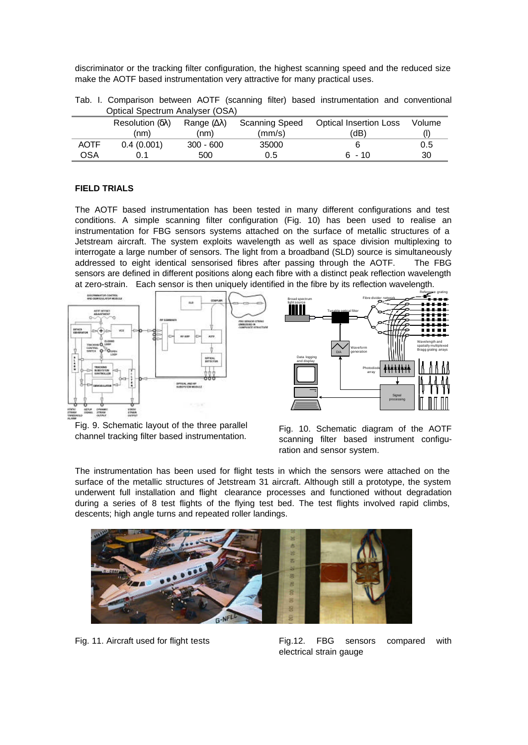discriminator or the tracking filter configuration, the highest scanning speed and the reduced size make the AOTF based instrumentation very attractive for many practical uses.

Tab. I. Comparison between AOTF (scanning filter) based instrumentation and conventional Optical Spectrum Analyser (OSA)

| | Resolution (δλ) (nm) | Range (Δλ) (nm) | Scanning Speed (mm/s) | Optical Insertion Loss (dB) | Volume (l) |
|---|---|---|---|---|---|
| AOTF | 0.4 (0.001) | 300 - 600 | 35000 | 6 | 0.5 |
| OSA | 0.1 | 500 | 0.5 | 6 - 10 | 30 |

### FIELD TRIALS

The AOTF based instrumentation has been tested in many different configurations and test conditions. A simple scanning filter configuration (Fig. 10) has been used to realise an instrumentation for FBG sensors systems attached on the surface of metallic structures of a Jetstream aircraft. The system exploits wavelength as well as space division multiplexing to interrogate a large number of sensors. The light from a broadband (SLD) source is simultaneously addressed to eight identical sensorised fibres after passing through the AOTF. The FBG sensors are defined in different positions along each fibre with a distinct peak reflection wavelength at zero-strain. Each sensor is then uniquely identified in the fibre by its reflection wavelength.

Fig. 9. Schematic layout of the three parallel channel tracking filter based instrumentation.

Fig. 10. Schematic diagram of the AOTF scanning filter based instrument configuration and sensor system.

The instrumentation has been used for flight tests in which the sensors were attached on the surface of the metallic structures of Jetstream 31 aircraft. Although still a prototype, the system underwent full installation and flight clearance processes and functioned without degradation during a series of 8 test flights of the flying test bed. The test flights involved rapid climbs, descents; high angle turns and repeated roller landings.

Fig. 11. Aircraft used for flight tests

Fig.12. FBG sensors compared with electrical strain gauge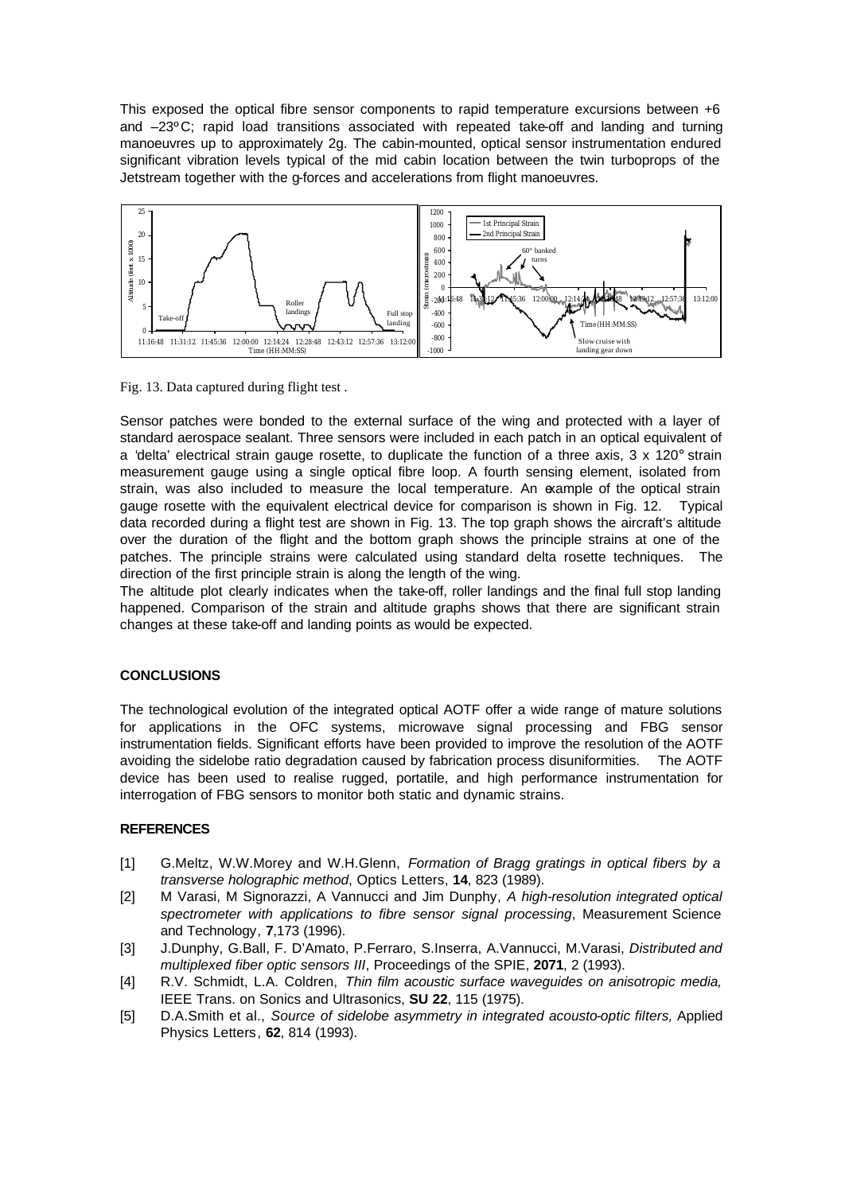This exposed the optical fibre sensor components to rapid temperature excursions between +6 and –23ºC; rapid load transitions associated with repeated take-off and landing and turning manoeuvres up to approximately 2g. The cabin-mounted, optical sensor instrumentation endured significant vibration levels typical of the mid cabin location between the twin turboprops of the Jetstream together with the g-forces and accelerations from flight manoeuvres.

25
20
15
10
5
0
Altitude (feet x 1000)
Take-off
Roller landings
Full stop landing
11:16:48 11:31:12 11:45:36 12:00:00 12:14:24 12:28:48 12:43:12 12:57:36 13:12:00
Time (HH:MM:SS)

1200
1000
800
600
400
200
0
-200
-400
-600
-800
-1000
Strain (microstrain)
1st Principal Strain
2nd Principal Strain
60° banked turns
11:16:48 11:31:12 11:45:36 12:00:00 12:14:24 12:28:48 12:43:12 12:57:36 13:12:00
Time (HH:MM:SS)
Slow cruise with landing gear down

Fig. 13. Data captured during flight test .

Sensor patches were bonded to the external surface of the wing and protected with a layer of standard aerospace sealant. Three sensors were included in each patch in an optical equivalent of a 'delta' electrical strain gauge rosette, to duplicate the function of a three axis, 3 x 120° strain measurement gauge using a single optical fibre loop. A fourth sensing element, isolated from strain, was also included to measure the local temperature. An example of the optical strain gauge rosette with the equivalent electrical device for comparison is shown in Fig. 12. Typical data recorded during a flight test are shown in Fig. 13. The top graph shows the aircraft's altitude over the duration of the flight and the bottom graph shows the principle strains at one of the patches. The principle strains were calculated using standard delta rosette techniques. The direction of the first principle strain is along the length of the wing.

The altitude plot clearly indicates when the take-off, roller landings and the final full stop landing happened. Comparison of the strain and altitude graphs shows that there are significant strain changes at these take-off and landing points as would be expected.

## CONCLUSIONS

The technological evolution of the integrated optical AOTF offer a wide range of mature solutions for applications in the OFC systems, microwave signal processing and FBG sensor instrumentation fields. Significant efforts have been provided to improve the resolution of the AOTF avoiding the sidelobe ratio degradation caused by fabrication process disuniformities. The AOTF device has been used to realise rugged, portatile, and high performance instrumentation for interrogation of FBG sensors to monitor both static and dynamic strains.

## REFERENCES

[1] G.Meltz, W.W.Morey and W.H.Glenn, *Formation of Bragg gratings in optical fibers by a transverse holographic method*, Optics Letters, **14**, 823 (1989).

[2] M Varasi, M Signorazzi, A Vannucci and Jim Dunphy, *A high-resolution integrated optical spectrometer with applications to fibre sensor signal processing*, Measurement Science and Technology, **7**,173 (1996).

[3] J.Dunphy, G.Ball, F. D'Amato, P.Ferraro, S.Inserra, A.Vannucci, M.Varasi, *Distributed and multiplexed fiber optic sensors III*, Proceedings of the SPIE, **2071**, 2 (1993).

[4] R.V. Schmidt, L.A. Coldren, *Thin film acoustic surface waveguides on anisotropic media,* IEEE Trans. on Sonics and Ultrasonics, **SU 22**, 115 (1975).

[5] D.A.Smith et al., *Source of sidelobe asymmetry in integrated acousto-optic filters,* Applied Physics Letters, **62**, 814 (1993).